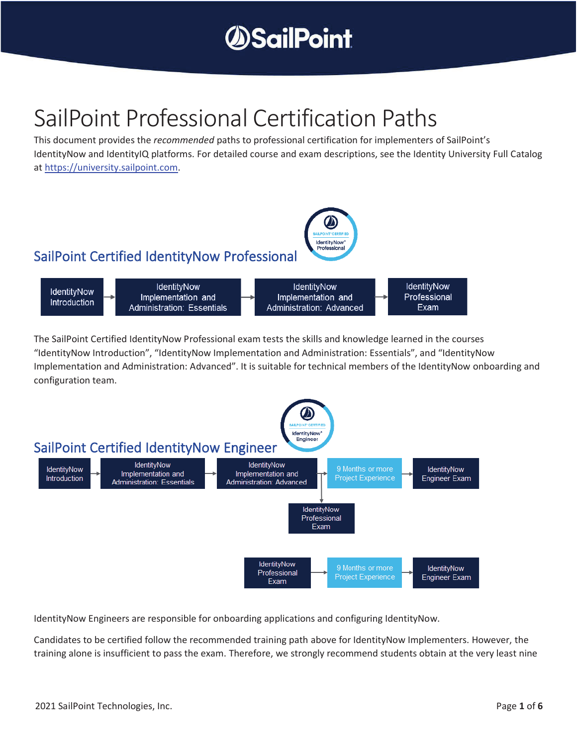# SailPoint Professional Certification Paths

This document provides the *recommended* paths to professional certification for implementers of SailPoint's IdentityNow and IdentityIQ platforms. For detailed course and exam descriptions, see the Identity University Full Catalog at https://university.sailpoint.com.

## SailPoint Certified IdentityNow Professional

IdentityNow Introduction → IdentityNow Implementation and Administration: Essentials → IdentityNow Implementation and Administration: Advanced → IdentityNow Professional Exam

The SailPoint Certified IdentityNow Professional exam tests the skills and knowledge learned in the courses "IdentityNow Introduction", "IdentityNow Implementation and Administration: Essentials", and "IdentityNow Implementation and Administration: Advanced". It is suitable for technical members of the IdentityNow onboarding and configuration team.

## SailPoint Certified IdentityNow Engineer

IdentityNow Introduction → IdentityNow Implementation and Administration: Essentials → IdentityNow Implementation and Administration: Advanced → 9 Months or more Project Experience → IdentityNow Engineer Exam

IdentityNow Implementation and Administration: Advanced → IdentityNow Professional Exam

IdentityNow Professional Exam → 9 Months or more Project Experience → IdentityNow Engineer Exam

IdentityNow Engineers are responsible for onboarding applications and configuring IdentityNow.

Candidates to be certified follow the recommended training path above for IdentityNow Implementers. However, the training alone is insufficient to pass the exam. Therefore, we strongly recommend students obtain at the very least nine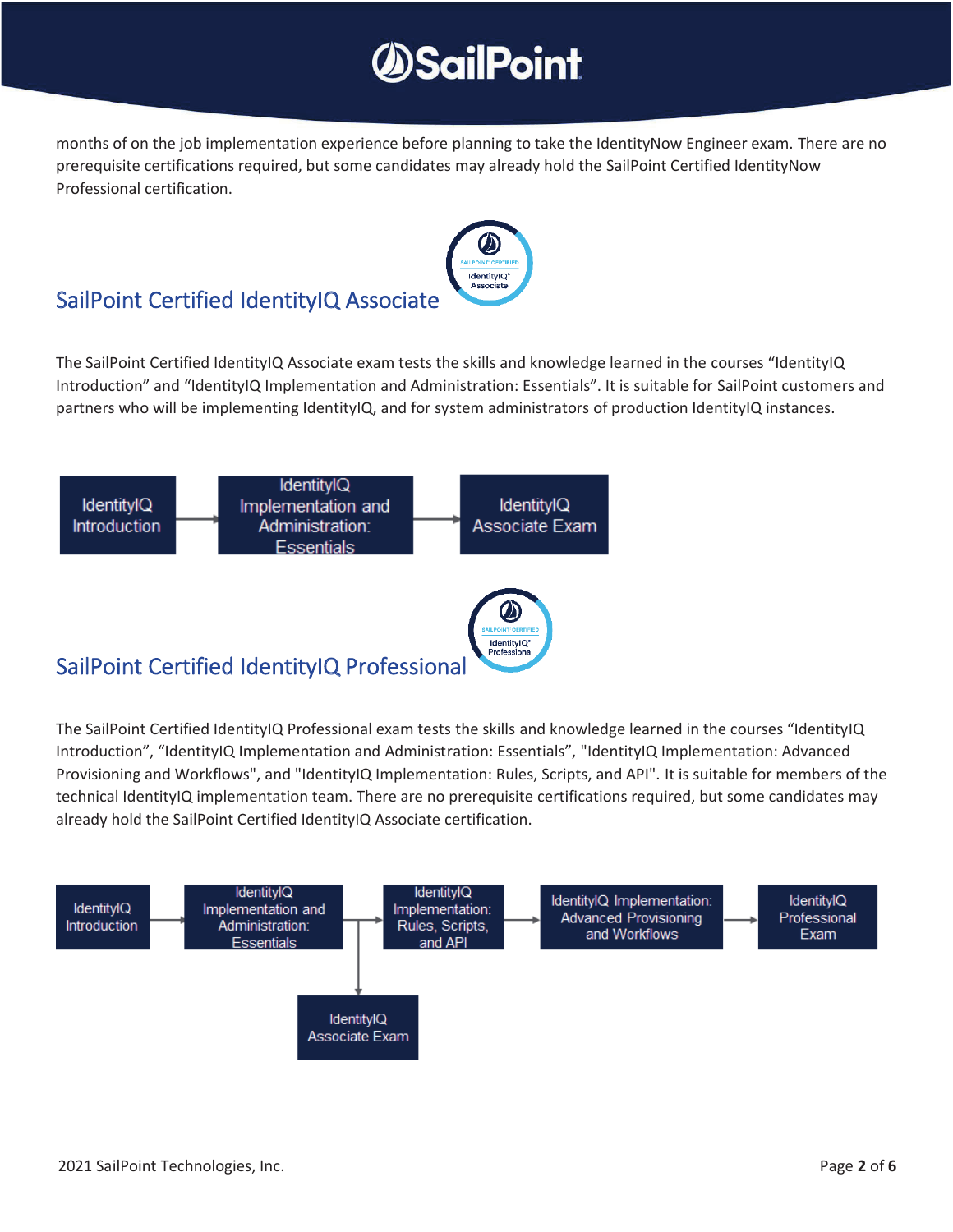months of on the job implementation experience before planning to take the IdentityNow Engineer exam. There are no prerequisite certifications required, but some candidates may already hold the SailPoint Certified IdentityNow Professional certification.

## SailPoint Certified IdentityIQ Associate

The SailPoint Certified IdentityIQ Associate exam tests the skills and knowledge learned in the courses "IdentityIQ Introduction" and "IdentityIQ Implementation and Administration: Essentials". It is suitable for SailPoint customers and partners who will be implementing IdentityIQ, and for system administrators of production IdentityIQ instances.

IdentityIQ Introduction → IdentityIQ Implementation and Administration: Essentials → IdentityIQ Associate Exam

## SailPoint Certified IdentityIQ Professional

The SailPoint Certified IdentityIQ Professional exam tests the skills and knowledge learned in the courses "IdentityIQ Introduction", "IdentityIQ Implementation and Administration: Essentials", "IdentityIQ Implementation: Advanced Provisioning and Workflows", and "IdentityIQ Implementation: Rules, Scripts, and API". It is suitable for members of the technical IdentityIQ implementation team. There are no prerequisite certifications required, but some candidates may already hold the SailPoint Certified IdentityIQ Associate certification.

IdentityIQ Introduction → IdentityIQ Implementation and Administration: Essentials → IdentityIQ Implementation: Rules, Scripts, and API → IdentityIQ Implementation: Advanced Provisioning and Workflows → IdentityIQ Professional Exam

IdentityIQ Implementation and Administration: Essentials → IdentityIQ Associate Exam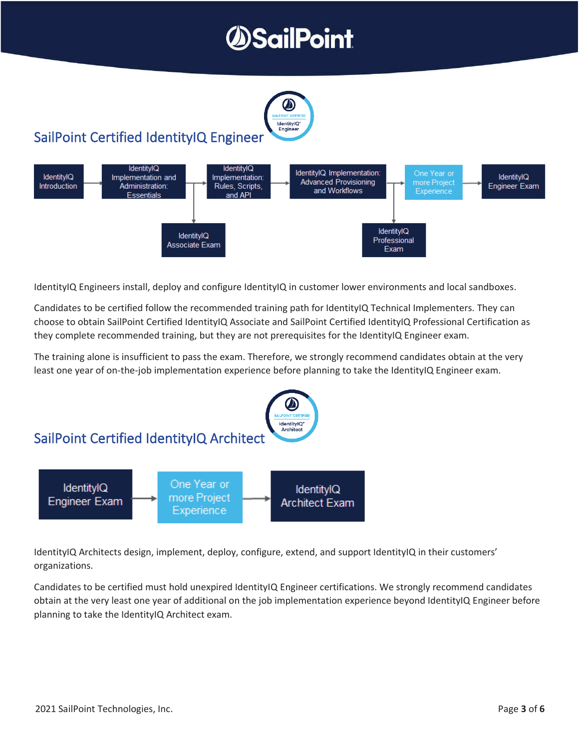## SailPoint Certified IdentityIQ Engineer

IdentityIQ Introduction → IdentityIQ Implementation and Administration: Essentials → IdentityIQ Implementation: Rules, Scripts, and API → IdentityIQ Implementation: Advanced Provisioning and Workflows → One Year or more Project Experience → IdentityIQ Engineer Exam

- IdentityIQ Associate Exam
- IdentityIQ Professional Exam

IdentityIQ Engineers install, deploy and configure IdentityIQ in customer lower environments and local sandboxes.

Candidates to be certified follow the recommended training path for IdentityIQ Technical Implementers. They can choose to obtain SailPoint Certified IdentityIQ Associate and SailPoint Certified IdentityIQ Professional Certification as they complete recommended training, but they are not prerequisites for the IdentityIQ Engineer exam.

The training alone is insufficient to pass the exam. Therefore, we strongly recommend candidates obtain at the very least one year of on-the-job implementation experience before planning to take the IdentityIQ Engineer exam.

## SailPoint Certified IdentityIQ Architect

IdentityIQ Engineer Exam → One Year or more Project Experience → IdentityIQ Architect Exam

IdentityIQ Architects design, implement, deploy, configure, extend, and support IdentityIQ in their customers' organizations.

Candidates to be certified must hold unexpired IdentityIQ Engineer certifications. We strongly recommend candidates obtain at the very least one year of additional on the job implementation experience beyond IdentityIQ Engineer before planning to take the IdentityIQ Architect exam.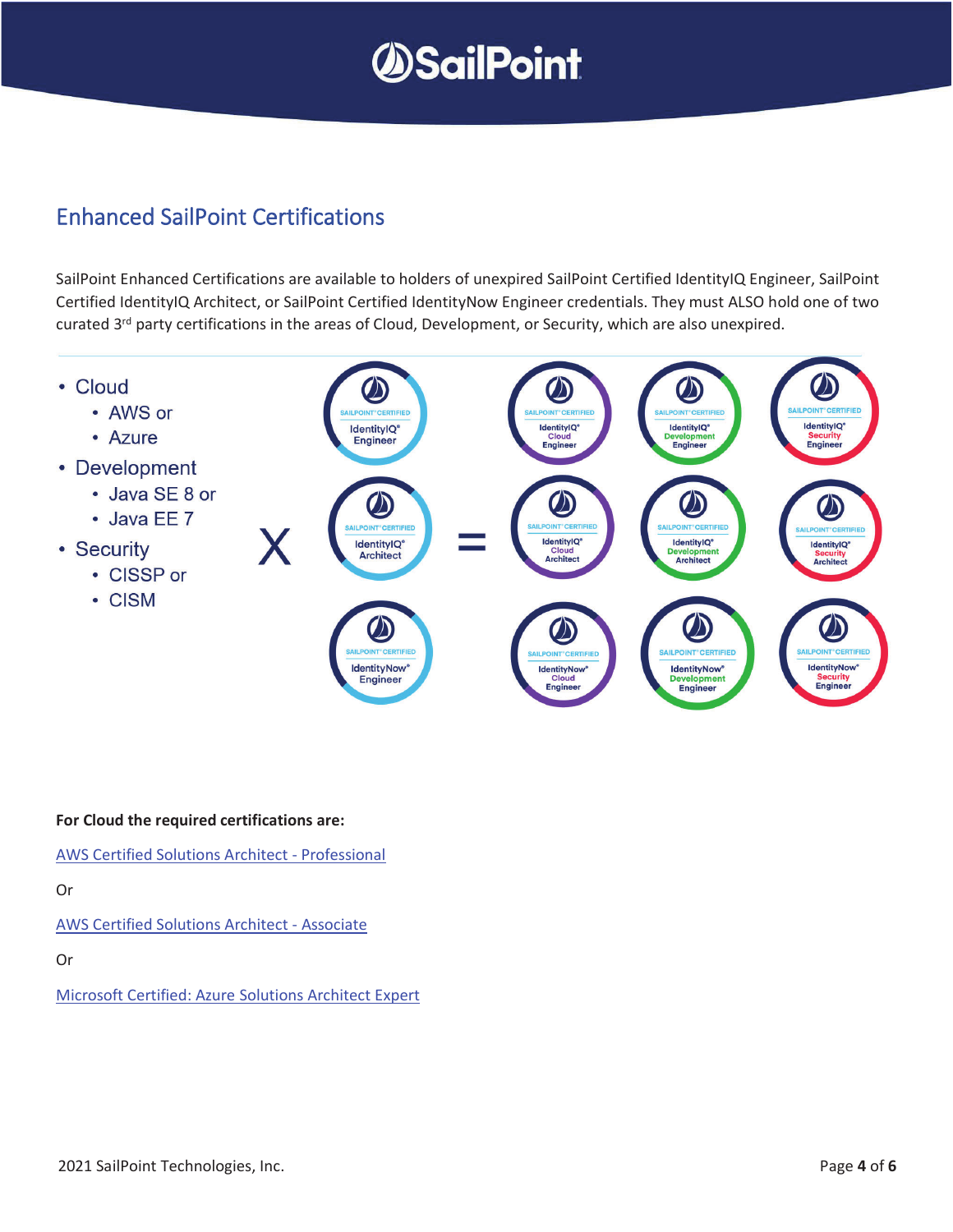## Enhanced SailPoint Certifications

SailPoint Enhanced Certifications are available to holders of unexpired SailPoint Certified IdentityIQ Engineer, SailPoint Certified IdentityIQ Architect, or SailPoint Certified IdentityNow Engineer credentials. They must ALSO hold one of two curated 3rd party certifications in the areas of Cloud, Development, or Security, which are also unexpired.

- Cloud
  - AWS or
  - Azure
- Development
  - Java SE 8 or
  - Java EE 7
- Security
  - CISSP or
  - CISM

X

SAILPOINT CERTIFIED IdentityIQ Engineer
SAILPOINT CERTIFIED IdentityIQ Architect
SAILPOINT CERTIFIED IdentityNow Engineer

=

SAILPOINT CERTIFIED IdentityIQ Cloud Engineer
SAILPOINT CERTIFIED IdentityIQ Development Engineer
SAILPOINT CERTIFIED IdentityIQ Security Engineer
SAILPOINT CERTIFIED IdentityIQ Cloud Architect
SAILPOINT CERTIFIED IdentityIQ Development Architect
SAILPOINT CERTIFIED IdentityIQ Security Architect
SAILPOINT CERTIFIED IdentityNow Cloud Engineer
SAILPOINT CERTIFIED IdentityNow Development Engineer
SAILPOINT CERTIFIED IdentityNow Security Engineer

**For Cloud the required certifications are:**

AWS Certified Solutions Architect - Professional

Or

AWS Certified Solutions Architect - Associate

Or

Microsoft Certified: Azure Solutions Architect Expert

2021 SailPoint Technologies, Inc.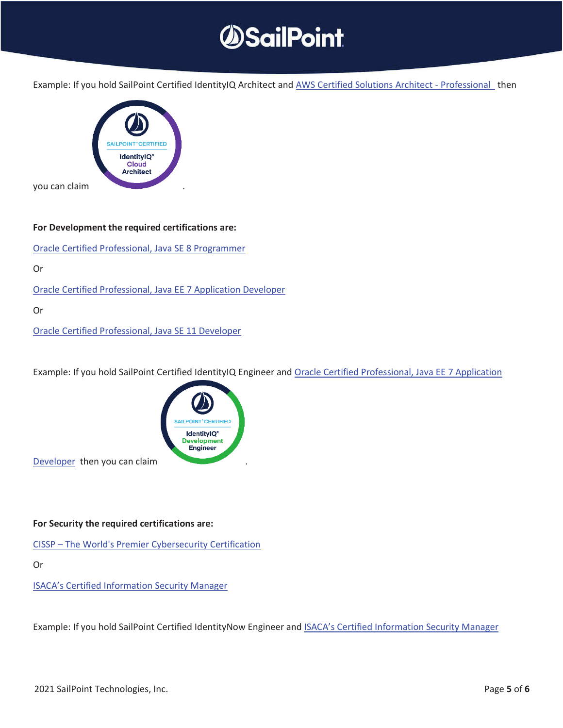Example: If you hold SailPoint Certified IdentityIQ Architect and AWS Certified Solutions Architect - Professional then you can claim .

**For Development the required certifications are:**

Oracle Certified Professional, Java SE 8 Programmer

Or

Oracle Certified Professional, Java EE 7 Application Developer

Or

Oracle Certified Professional, Java SE 11 Developer

Example: If you hold SailPoint Certified IdentityIQ Engineer and Oracle Certified Professional, Java EE 7 Application Developer then you can claim .

**For Security the required certifications are:**

CISSP – The World's Premier Cybersecurity Certification

Or

ISACA's Certified Information Security Manager

Example: If you hold SailPoint Certified IdentityNow Engineer and ISACA's Certified Information Security Manager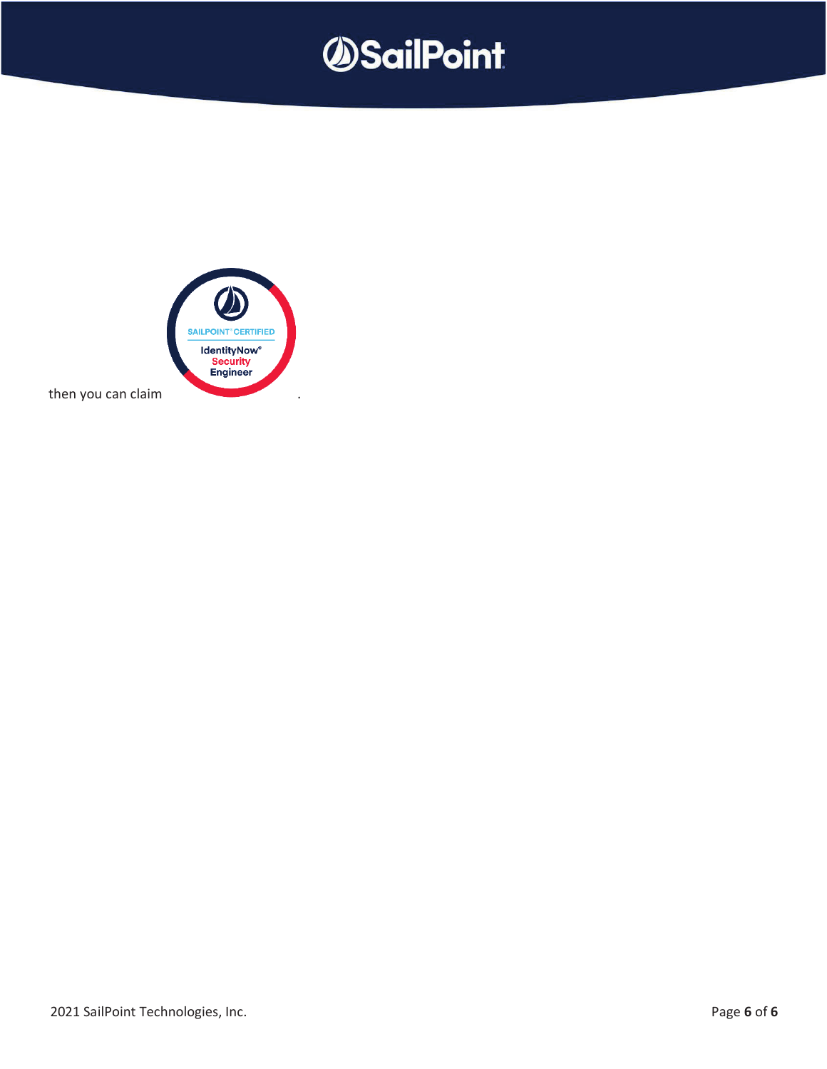then you can claim .